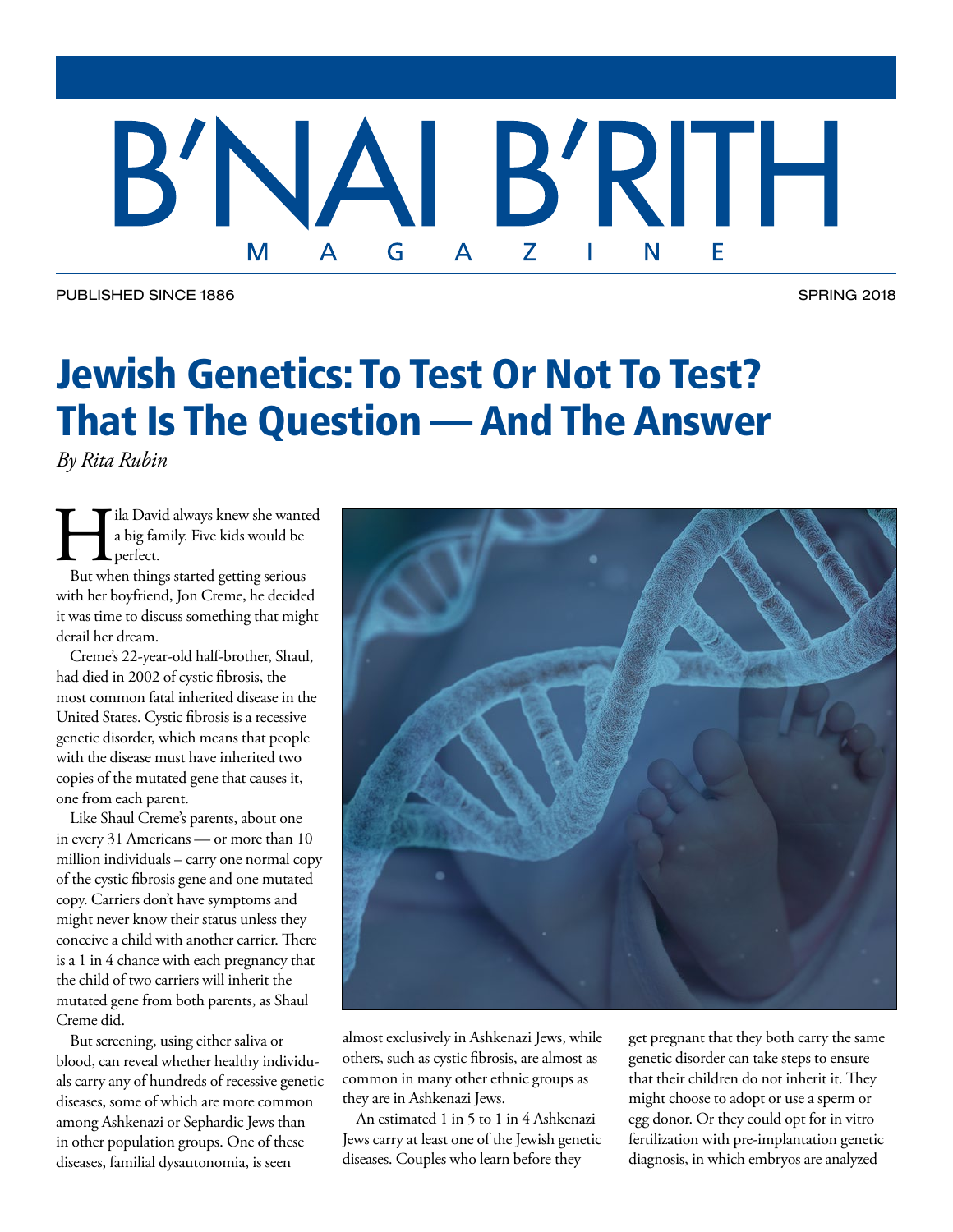# B'NAI B'RITH MAGAZINE

PUBLISHED SINCE 1886 — SPRING 2018

# Jewish Genetics: To Test Or Not To Test? That Is The Question — And The Answer

*By Rita Rubin*

Hila David always knew she wanted a big family. Five kids would be perfect.

But when things started getting serious with her boyfriend, Jon Creme, he decided it was time to discuss something that might derail her dream.

Creme's 22-year-old half-brother, Shaul, had died in 2002 of cystic fibrosis, the most common fatal inherited disease in the United States. Cystic fibrosis is a recessive genetic disorder, which means that people with the disease must have inherited two copies of the mutated gene that causes it, one from each parent.

Like Shaul Creme's parents, about one in every 31 Americans — or more than 10 million individuals – carry one normal copy of the cystic fibrosis gene and one mutated copy. Carriers don't have symptoms and might never know their status unless they conceive a child with another carrier. There is a 1 in 4 chance with each pregnancy that the child of two carriers will inherit the mutated gene from both parents, as Shaul Creme did.

But screening, using either saliva or blood, can reveal whether healthy individuals carry any of hundreds of recessive genetic diseases, some of which are more common among Ashkenazi or Sephardic Jews than in other population groups. One of these diseases, familial dysautonomia, is seen almost exclusively in Ashkenazi Jews, while others, such as cystic fibrosis, are almost as common in many other ethnic groups as they are in Ashkenazi Jews.

An estimated 1 in 5 to 1 in 4 Ashkenazi Jews carry at least one of the Jewish genetic diseases. Couples who learn before they get pregnant that they both carry the same genetic disorder can take steps to ensure that their children do not inherit it. They might choose to adopt or use a sperm or egg donor. Or they could opt for in vitro fertilization with pre-implantation genetic diagnosis, in which embryos are analyzed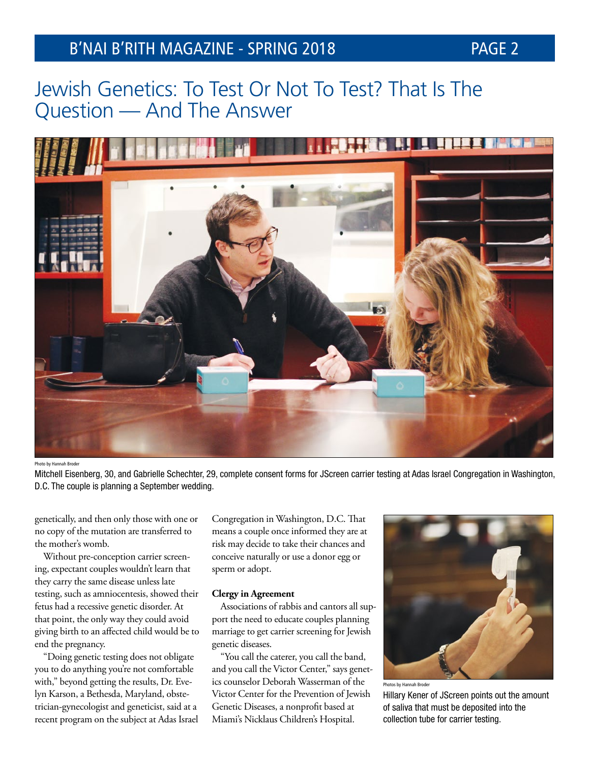# Jewish Genetics: To Test Or Not To Test? That Is The Question — And The Answer

Photo by Hannah Broder

Mitchell Eisenberg, 30, and Gabrielle Schechter, 29, complete consent forms for JScreen carrier testing at Adas Israel Congregation in Washington, D.C. The couple is planning a September wedding.

genetically, and then only those with one or no copy of the mutation are transferred to the mother's womb.

Without pre-conception carrier screening, expectant couples wouldn't learn that they carry the same disease unless late testing, such as amniocentesis, showed their fetus had a recessive genetic disorder. At that point, the only way they could avoid giving birth to an affected child would be to end the pregnancy.

"Doing genetic testing does not obligate you to do anything you're not comfortable with," beyond getting the results, Dr. Evelyn Karson, a Bethesda, Maryland, obstetrician-gynecologist and geneticist, said at a recent program on the subject at Adas Israel Congregation in Washington, D.C. That means a couple once informed they are at risk may decide to take their chances and conceive naturally or use a donor egg or sperm or adopt.

**Clergy in Agreement**

Associations of rabbis and cantors all support the need to educate couples planning marriage to get carrier screening for Jewish genetic diseases.

"You call the caterer, you call the band, and you call the Victor Center," says genetics counselor Deborah Wasserman of the Victor Center for the Prevention of Jewish Genetic Diseases, a nonprofit based at Miami's Nicklaus Children's Hospital.

Photos by Hannah Broder

Hillary Kener of JScreen points out the amount of saliva that must be deposited into the collection tube for carrier testing.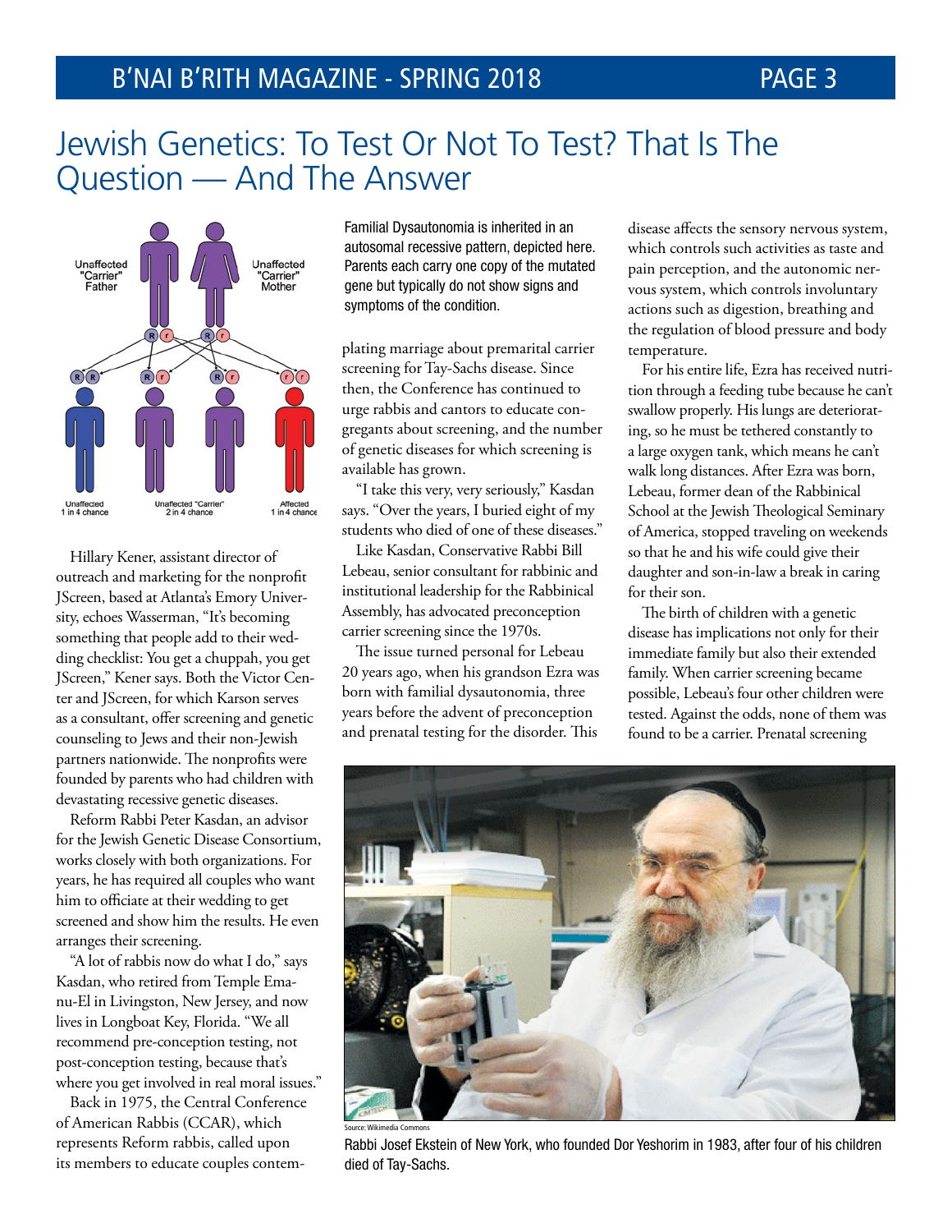# Jewish Genetics: To Test Or Not To Test? That Is The Question — And The Answer

Familial Dysautonomia is inherited in an autosomal recessive pattern, depicted here. Parents each carry one copy of the mutated gene but typically do not show signs and symptoms of the condition.

Hillary Kener, assistant director of outreach and marketing for the nonprofit JScreen, based at Atlanta's Emory University, echoes Wasserman, "It's becoming something that people add to their wedding checklist: You get a chuppah, you get JScreen," Kener says. Both the Victor Center and JScreen, for which Karson serves as a consultant, offer screening and genetic counseling to Jews and their non-Jewish partners nationwide. The nonprofits were founded by parents who had children with devastating recessive genetic diseases.

Reform Rabbi Peter Kasdan, an advisor for the Jewish Genetic Disease Consortium, works closely with both organizations. For years, he has required all couples who want him to officiate at their wedding to get screened and show him the results. He even arranges their screening.

"A lot of rabbis now do what I do," says Kasdan, who retired from Temple Emanu-El in Livingston, New Jersey, and now lives in Longboat Key, Florida. "We all recommend pre-conception testing, not post-conception testing, because that's where you get involved in real moral issues."

Back in 1975, the Central Conference of American Rabbis (CCAR), which represents Reform rabbis, called upon its members to educate couples contemplating marriage about premarital carrier screening for Tay-Sachs disease. Since then, the Conference has continued to urge rabbis and cantors to educate congregants about screening, and the number of genetic diseases for which screening is available has grown.

"I take this very, very seriously," Kasdan says. "Over the years, I buried eight of my students who died of one of these diseases."

Like Kasdan, Conservative Rabbi Bill Lebeau, senior consultant for rabbinic and institutional leadership for the Rabbinical Assembly, has advocated preconception carrier screening since the 1970s.

The issue turned personal for Lebeau 20 years ago, when his grandson Ezra was born with familial dysautonomia, three years before the advent of preconception and prenatal testing for the disorder. This disease affects the sensory nervous system, which controls such activities as taste and pain perception, and the autonomic nervous system, which controls involuntary actions such as digestion, breathing and the regulation of blood pressure and body temperature.

For his entire life, Ezra has received nutrition through a feeding tube because he can't swallow properly. His lungs are deteriorating, so he must be tethered constantly to a large oxygen tank, which means he can't walk long distances. After Ezra was born, Lebeau, former dean of the Rabbinical School at the Jewish Theological Seminary of America, stopped traveling on weekends so that he and his wife could give their daughter and son-in-law a break in caring for their son.

The birth of children with a genetic disease has implications not only for their immediate family but also their extended family. When carrier screening became possible, Lebeau's four other children were tested. Against the odds, none of them was found to be a carrier. Prenatal screening

Source: Wikimedia Commons

Rabbi Josef Ekstein of New York, who founded Dor Yeshorim in 1983, after four of his children died of Tay-Sachs.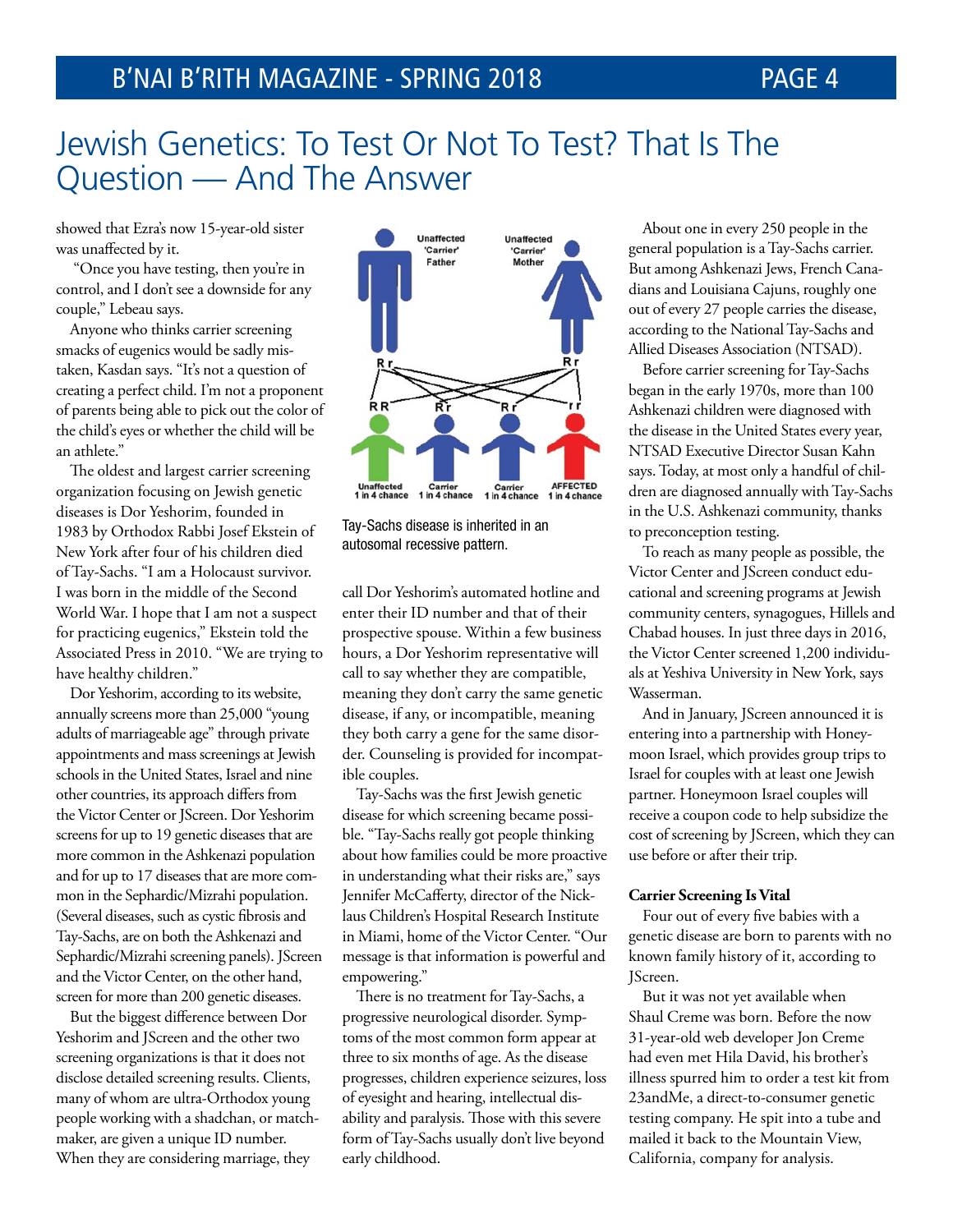# Jewish Genetics: To Test Or Not To Test? That Is The Question — And The Answer

showed that Ezra's now 15-year-old sister was unaffected by it.

"Once you have testing, then you're in control, and I don't see a downside for any couple," Lebeau says.

Anyone who thinks carrier screening smacks of eugenics would be sadly mistaken, Kasdan says. "It's not a question of creating a perfect child. I'm not a proponent of parents being able to pick out the color of the child's eyes or whether the child will be an athlete."

The oldest and largest carrier screening organization focusing on Jewish genetic diseases is Dor Yeshorim, founded in 1983 by Orthodox Rabbi Josef Ekstein of New York after four of his children died of Tay-Sachs. "I am a Holocaust survivor. I was born in the middle of the Second World War. I hope that I am not a suspect for practicing eugenics," Ekstein told the Associated Press in 2010. "We are trying to have healthy children."

Dor Yeshorim, according to its website, annually screens more than 25,000 "young adults of marriageable age" through private appointments and mass screenings at Jewish schools in the United States, Israel and nine other countries, its approach differs from the Victor Center or JScreen. Dor Yeshorim screens for up to 19 genetic diseases that are more common in the Ashkenazi population and for up to 17 diseases that are more common in the Sephardic/Mizrahi population. (Several diseases, such as cystic fibrosis and Tay-Sachs, are on both the Ashkenazi and Sephardic/Mizrahi screening panels). JScreen and the Victor Center, on the other hand, screen for more than 200 genetic diseases.

But the biggest difference between Dor Yeshorim and JScreen and the other two screening organizations is that it does not disclose detailed screening results. Clients, many of whom are ultra-Orthodox young people working with a shadchan, or matchmaker, are given a unique ID number. When they are considering marriage, they call Dor Yeshorim's automated hotline and enter their ID number and that of their prospective spouse. Within a few business hours, a Dor Yeshorim representative will call to say whether they are compatible, meaning they don't carry the same genetic disease, if any, or incompatible, meaning they both carry a gene for the same disorder. Counseling is provided for incompatible couples.

Unaffected 'Carrier' Father — Rr; Unaffected 'Carrier' Mother — Rr

RR — Unaffected, 1 in 4 chance; Rr — Carrier, 1 in 4 chance; Rr — Carrier, 1 in 4 chance; rr — AFFECTED, 1 in 4 chance

Tay-Sachs disease is inherited in an autosomal recessive pattern.

Tay-Sachs was the first Jewish genetic disease for which screening became possible. "Tay-Sachs really got people thinking about how families could be more proactive in understanding what their risks are," says Jennifer McCafferty, director of the Nicklaus Children's Hospital Research Institute in Miami, home of the Victor Center. "Our message is that information is powerful and empowering."

There is no treatment for Tay-Sachs, a progressive neurological disorder. Symptoms of the most common form appear at three to six months of age. As the disease progresses, children experience seizures, loss of eyesight and hearing, intellectual disability and paralysis. Those with this severe form of Tay-Sachs usually don't live beyond early childhood.

About one in every 250 people in the general population is a Tay-Sachs carrier. But among Ashkenazi Jews, French Canadians and Louisiana Cajuns, roughly one out of every 27 people carries the disease, according to the National Tay-Sachs and Allied Diseases Association (NTSAD).

Before carrier screening for Tay-Sachs began in the early 1970s, more than 100 Ashkenazi children were diagnosed with the disease in the United States every year, NTSAD Executive Director Susan Kahn says. Today, at most only a handful of children are diagnosed annually with Tay-Sachs in the U.S. Ashkenazi community, thanks to preconception testing.

To reach as many people as possible, the Victor Center and JScreen conduct educational and screening programs at Jewish community centers, synagogues, Hillels and Chabad houses. In just three days in 2016, the Victor Center screened 1,200 individuals at Yeshiva University in New York, says Wasserman.

And in January, JScreen announced it is entering into a partnership with Honeymoon Israel, which provides group trips to Israel for couples with at least one Jewish partner. Honeymoon Israel couples will receive a coupon code to help subsidize the cost of screening by JScreen, which they can use before or after their trip.

**Carrier Screening Is Vital**

Four out of every five babies with a genetic disease are born to parents with no known family history of it, according to JScreen.

But it was not yet available when Shaul Creme was born. Before the now 31-year-old web developer Jon Creme had even met Hila David, his brother's illness spurred him to order a test kit from 23andMe, a direct-to-consumer genetic testing company. He spit into a tube and mailed it back to the Mountain View, California, company for analysis.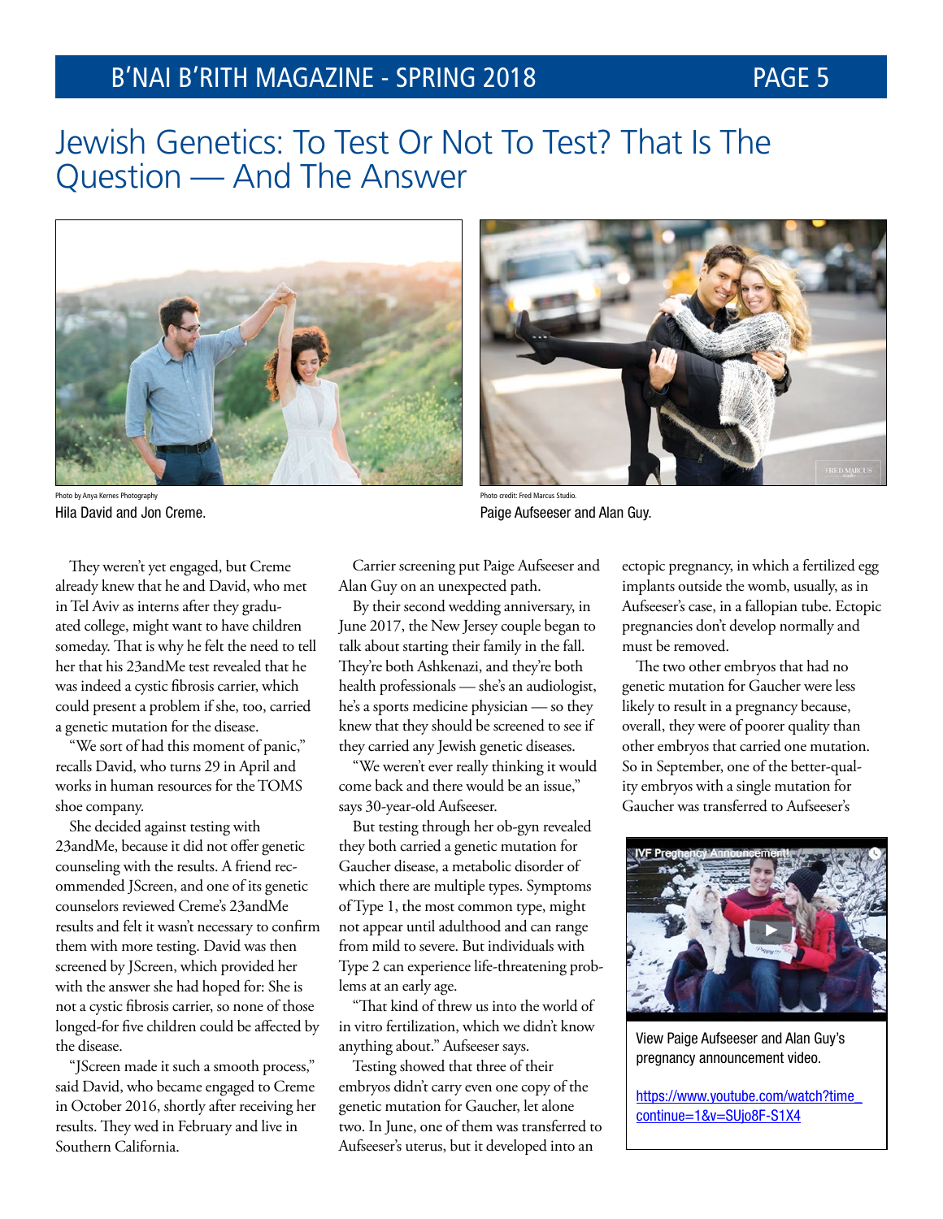# Jewish Genetics: To Test Or Not To Test? That Is The Question — And The Answer

Photo by Anya Kernes Photography
Hila David and Jon Creme.

Photo credit: Fred Marcus Studio.
Paige Aufseeser and Alan Guy.

They weren't yet engaged, but Creme already knew that he and David, who met in Tel Aviv as interns after they graduated college, might want to have children someday. That is why he felt the need to tell her that his 23andMe test revealed that he was indeed a cystic fibrosis carrier, which could present a problem if she, too, carried a genetic mutation for the disease.

"We sort of had this moment of panic," recalls David, who turns 29 in April and works in human resources for the TOMS shoe company.

She decided against testing with 23andMe, because it did not offer genetic counseling with the results. A friend recommended JScreen, and one of its genetic counselors reviewed Creme's 23andMe results and felt it wasn't necessary to confirm them with more testing. David was then screened by JScreen, which provided her with the answer she had hoped for: She is not a cystic fibrosis carrier, so none of those longed-for five children could be affected by the disease.

"JScreen made it such a smooth process," said David, who became engaged to Creme in October 2016, shortly after receiving her results. They wed in February and live in Southern California.

Carrier screening put Paige Aufseeser and Alan Guy on an unexpected path.

By their second wedding anniversary, in June 2017, the New Jersey couple began to talk about starting their family in the fall. They're both Ashkenazi, and they're both health professionals — she's an audiologist, he's a sports medicine physician — so they knew that they should be screened to see if they carried any Jewish genetic diseases.

"We weren't ever really thinking it would come back and there would be an issue," says 30-year-old Aufseeser.

But testing through her ob-gyn revealed they both carried a genetic mutation for Gaucher disease, a metabolic disorder of which there are multiple types. Symptoms of Type 1, the most common type, might not appear until adulthood and can range from mild to severe. But individuals with Type 2 can experience life-threatening problems at an early age.

"That kind of threw us into the world of in vitro fertilization, which we didn't know anything about." Aufseeser says.

Testing showed that three of their embryos didn't carry even one copy of the genetic mutation for Gaucher, let alone two. In June, one of them was transferred to Aufseeser's uterus, but it developed into an ectopic pregnancy, in which a fertilized egg implants outside the womb, usually, as in Aufseeser's case, in a fallopian tube. Ectopic pregnancies don't develop normally and must be removed.

The two other embryos that had no genetic mutation for Gaucher were less likely to result in a pregnancy because, overall, they were of poorer quality than other embryos that carried one mutation. So in September, one of the better-quality embryos with a single mutation for Gaucher was transferred to Aufseeser's

View Paige Aufseeser and Alan Guy's pregnancy announcement video.

https://www.youtube.com/watch?time_continue=1&v=SUjo8F-S1X4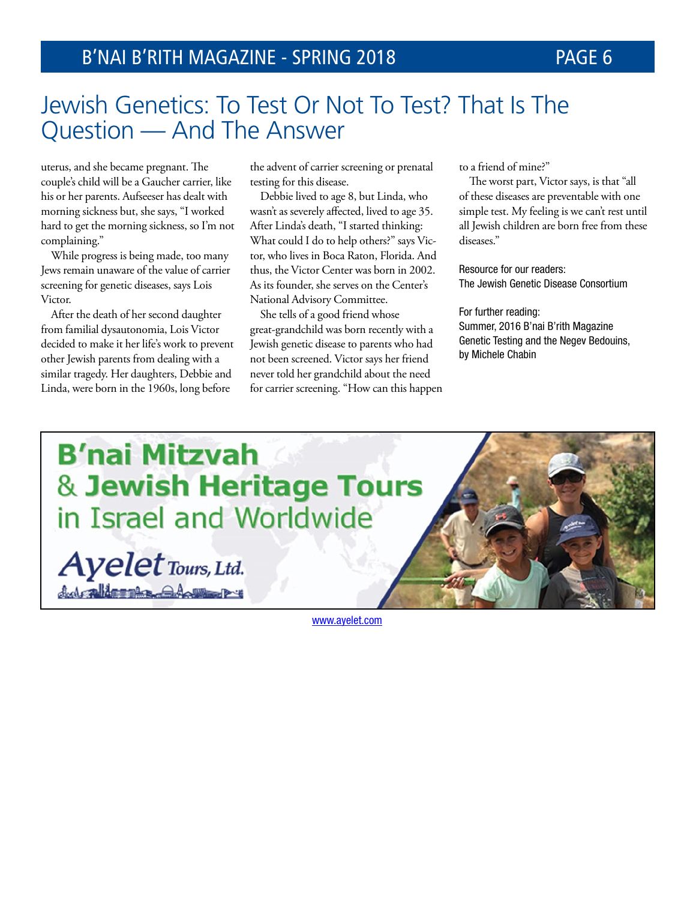# Jewish Genetics: To Test Or Not To Test? That Is The Question — And The Answer

uterus, and she became pregnant. The couple's child will be a Gaucher carrier, like his or her parents. Aufseeser has dealt with morning sickness but, she says, "I worked hard to get the morning sickness, so I'm not complaining."

While progress is being made, too many Jews remain unaware of the value of carrier screening for genetic diseases, says Lois Victor.

After the death of her second daughter from familial dysautonomia, Lois Victor decided to make it her life's work to prevent other Jewish parents from dealing with a similar tragedy. Her daughters, Debbie and Linda, were born in the 1960s, long before the advent of carrier screening or prenatal testing for this disease.

Debbie lived to age 8, but Linda, who wasn't as severely affected, lived to age 35. After Linda's death, "I started thinking: What could I do to help others?" says Victor, who lives in Boca Raton, Florida. And thus, the Victor Center was born in 2002. As its founder, she serves on the Center's National Advisory Committee.

She tells of a good friend whose great-grandchild was born recently with a Jewish genetic disease to parents who had not been screened. Victor says her friend never told her grandchild about the need for carrier screening. "How can this happen to a friend of mine?"

The worst part, Victor says, is that "all of these diseases are preventable with one simple test. My feeling is we can't rest until all Jewish children are born free from these diseases."

Resource for our readers:
The Jewish Genetic Disease Consortium

For further reading:
Summer, 2016 B'nai B'rith Magazine
Genetic Testing and the Negev Bedouins,
by Michele Chabin

**B'nai Mitzvah & Jewish Heritage Tours in Israel and Worldwide**

Ayelet Tours, Ltd.

www.ayelet.com